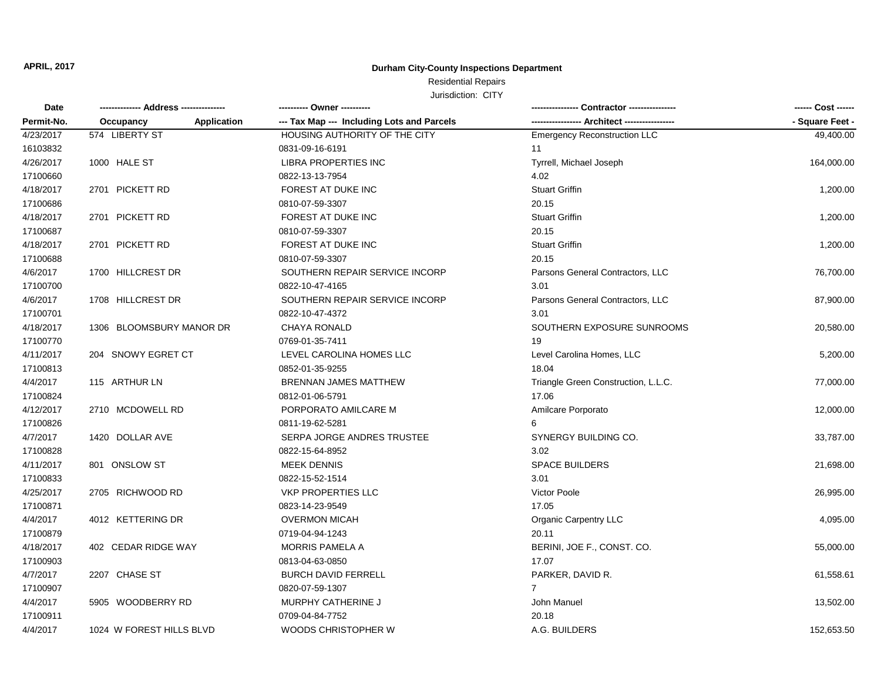APRIL, 2017

**Durham City-County Inspections Department**

Residential Repairs

Jurisdiction: CITY

| Date<br>Permit-No. | ------------- Address --------------<br>Occupancy Application | ---------- Owner ----------<br>--- Tax Map --- Including Lots and Parcels | --------------- Contractor ---------------<br>---------------- Architect ---------------- | ------ Cost ------<br>- Square Feet - |
|---|---|---|---|---|
| 4/23/2017<br>16103832 | 574 LIBERTY ST | HOUSING AUTHORITY OF THE CITY<br>0831-09-16-6191 | Emergency Reconstruction LLC<br>11 | 49,400.00 |
| 4/26/2017<br>17100660 | 1000 HALE ST | LIBRA PROPERTIES INC<br>0822-13-13-7954 | Tyrrell, Michael Joseph<br>4.02 | 164,000.00 |
| 4/18/2017<br>17100686 | 2701 PICKETT RD | FOREST AT DUKE INC<br>0810-07-59-3307 | Stuart Griffin<br>20.15 | 1,200.00 |
| 4/18/2017<br>17100687 | 2701 PICKETT RD | FOREST AT DUKE INC<br>0810-07-59-3307 | Stuart Griffin<br>20.15 | 1,200.00 |
| 4/18/2017<br>17100688 | 2701 PICKETT RD | FOREST AT DUKE INC<br>0810-07-59-3307 | Stuart Griffin<br>20.15 | 1,200.00 |
| 4/6/2017<br>17100700 | 1700 HILLCREST DR | SOUTHERN REPAIR SERVICE INCORP<br>0822-10-47-4165 | Parsons General Contractors, LLC<br>3.01 | 76,700.00 |
| 4/6/2017<br>17100701 | 1708 HILLCREST DR | SOUTHERN REPAIR SERVICE INCORP<br>0822-10-47-4372 | Parsons General Contractors, LLC<br>3.01 | 87,900.00 |
| 4/18/2017<br>17100770 | 1306 BLOOMSBURY MANOR DR | CHAYA RONALD<br>0769-01-35-7411 | SOUTHERN EXPOSURE SUNROOMS<br>19 | 20,580.00 |
| 4/11/2017<br>17100813 | 204 SNOWY EGRET CT | LEVEL CAROLINA HOMES LLC<br>0852-01-35-9255 | Level Carolina Homes, LLC<br>18.04 | 5,200.00 |
| 4/4/2017<br>17100824 | 115 ARTHUR LN | BRENNAN JAMES MATTHEW<br>0812-01-06-5791 | Triangle Green Construction, L.L.C.<br>17.06 | 77,000.00 |
| 4/12/2017<br>17100826 | 2710 MCDOWELL RD | PORPORATO AMILCARE M<br>0811-19-62-5281 | Amilcare Porporato<br>6 | 12,000.00 |
| 4/7/2017<br>17100828 | 1420 DOLLAR AVE | SERPA JORGE ANDRES TRUSTEE<br>0822-15-64-8952 | SYNERGY BUILDING CO.<br>3.02 | 33,787.00 |
| 4/11/2017<br>17100833 | 801 ONSLOW ST | MEEK DENNIS<br>0822-15-52-1514 | SPACE BUILDERS<br>3.01 | 21,698.00 |
| 4/25/2017<br>17100871 | 2705 RICHWOOD RD | VKP PROPERTIES LLC<br>0823-14-23-9549 | Victor Poole<br>17.05 | 26,995.00 |
| 4/4/2017<br>17100879 | 4012 KETTERING DR | OVERMON MICAH<br>0719-04-94-1243 | Organic Carpentry LLC<br>20.11 | 4,095.00 |
| 4/18/2017<br>17100903 | 402 CEDAR RIDGE WAY | MORRIS PAMELA A<br>0813-04-63-0850 | BERINI, JOE F., CONST. CO.<br>17.07 | 55,000.00 |
| 4/7/2017<br>17100907 | 2207 CHASE ST | BURCH DAVID FERRELL<br>0820-07-59-1307 | PARKER, DAVID R.<br>7 | 61,558.61 |
| 4/4/2017<br>17100911 | 5905 WOODBERRY RD | MURPHY CATHERINE J<br>0709-04-84-7752 | John Manuel<br>20.18 | 13,502.00 |
| 4/4/2017 | 1024 W FOREST HILLS BLVD | WOODS CHRISTOPHER W | A.G. BUILDERS | 152,653.50 |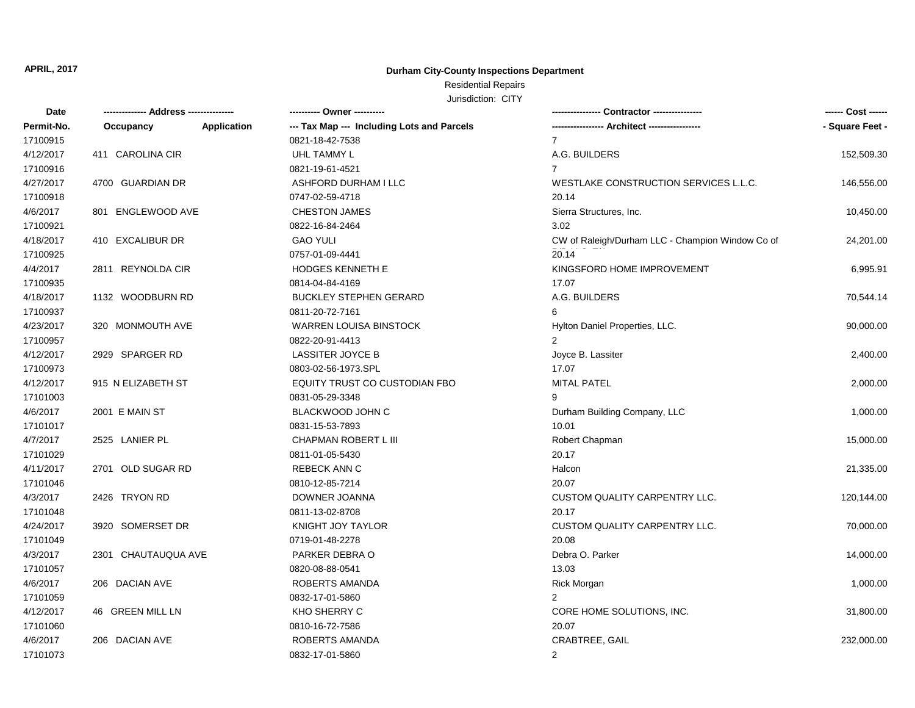**APRIL, 2017**

**Durham City-County Inspections Department**

Residential Repairs

Jurisdiction: CITY

| Date / Permit-No. | Address / Occupancy / Application | Owner / Tax Map --- Including Lots and Parcels | Contractor / Architect | Cost / Square Feet |
|---|---|---|---|---|
| 17100915 | | 0821-18-42-7538 | 7 | |
| 4/12/2017 | 411 CAROLINA CIR | UHL TAMMY L | A.G. BUILDERS | 152,509.30 |
| 17100916 | | 0821-19-61-4521 | 7 | |
| 4/27/2017 | 4700 GUARDIAN DR | ASHFORD DURHAM I LLC | WESTLAKE CONSTRUCTION SERVICES L.L.C. | 146,556.00 |
| 17100918 | | 0747-02-59-4718 | 20.14 | |
| 4/6/2017 | 801 ENGLEWOOD AVE | CHESTON JAMES | Sierra Structures, Inc. | 10,450.00 |
| 17100921 | | 0822-16-84-2464 | 3.02 | |
| 4/18/2017 | 410 EXCALIBUR DR | GAO YULI | CW of Raleigh/Durham LLC - Champion Window Co of | 24,201.00 |
| 17100925 | | 0757-01-09-4441 | 20.14 | |
| 4/4/2017 | 2811 REYNOLDA CIR | HODGES KENNETH E | KINGSFORD HOME IMPROVEMENT | 6,995.91 |
| 17100935 | | 0814-04-84-4169 | 17.07 | |
| 4/18/2017 | 1132 WOODBURN RD | BUCKLEY STEPHEN GERARD | A.G. BUILDERS | 70,544.14 |
| 17100937 | | 0811-20-72-7161 | 6 | |
| 4/23/2017 | 320 MONMOUTH AVE | WARREN LOUISA BINSTOCK | Hylton Daniel Properties, LLC. | 90,000.00 |
| 17100957 | | 0822-20-91-4413 | 2 | |
| 4/12/2017 | 2929 SPARGER RD | LASSITER JOYCE B | Joyce B. Lassiter | 2,400.00 |
| 17100973 | | 0803-02-56-1973.SPL | 17.07 | |
| 4/12/2017 | 915 N ELIZABETH ST | EQUITY TRUST CO CUSTODIAN FBO | MITAL PATEL | 2,000.00 |
| 17101003 | | 0831-05-29-3348 | 9 | |
| 4/6/2017 | 2001 E MAIN ST | BLACKWOOD JOHN C | Durham Building Company, LLC | 1,000.00 |
| 17101017 | | 0831-15-53-7893 | 10.01 | |
| 4/7/2017 | 2525 LANIER PL | CHAPMAN ROBERT L III | Robert Chapman | 15,000.00 |
| 17101029 | | 0811-01-05-5430 | 20.17 | |
| 4/11/2017 | 2701 OLD SUGAR RD | REBECK ANN C | Halcon | 21,335.00 |
| 17101046 | | 0810-12-85-7214 | 20.07 | |
| 4/3/2017 | 2426 TRYON RD | DOWNER JOANNA | CUSTOM QUALITY CARPENTRY LLC. | 120,144.00 |
| 17101048 | | 0811-13-02-8708 | 20.17 | |
| 4/24/2017 | 3920 SOMERSET DR | KNIGHT JOY TAYLOR | CUSTOM QUALITY CARPENTRY LLC. | 70,000.00 |
| 17101049 | | 0719-01-48-2278 | 20.08 | |
| 4/3/2017 | 2301 CHAUTAUQUA AVE | PARKER DEBRA O | Debra O. Parker | 14,000.00 |
| 17101057 | | 0820-08-88-0541 | 13.03 | |
| 4/6/2017 | 206 DACIAN AVE | ROBERTS AMANDA | Rick Morgan | 1,000.00 |
| 17101059 | | 0832-17-01-5860 | 2 | |
| 4/12/2017 | 46 GREEN MILL LN | KHO SHERRY C | CORE HOME SOLUTIONS, INC. | 31,800.00 |
| 17101060 | | 0810-16-72-7586 | 20.07 | |
| 4/6/2017 | 206 DACIAN AVE | ROBERTS AMANDA | CRABTREE, GAIL | 232,000.00 |
| 17101073 | | 0832-17-01-5860 | 2 | |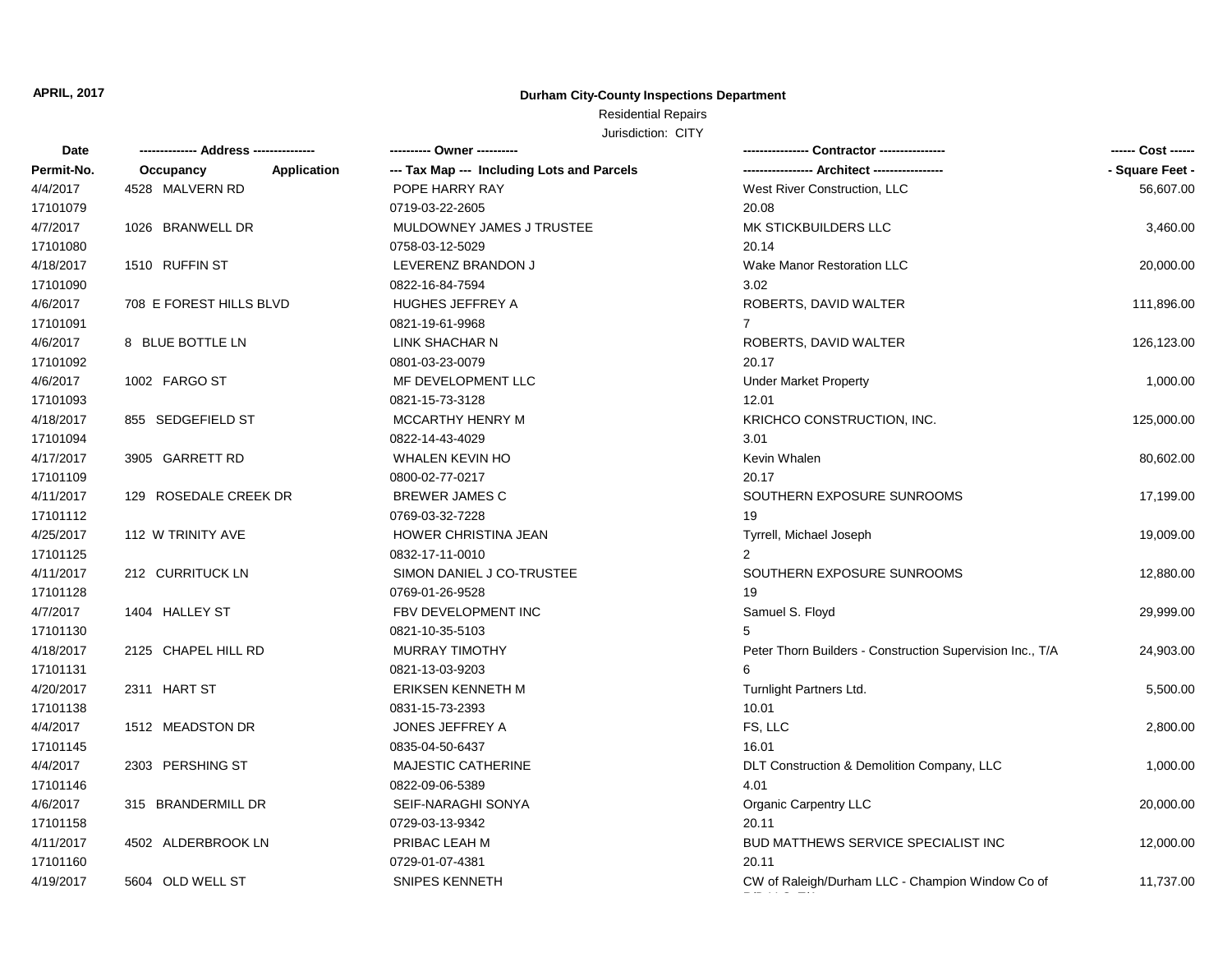**APRIL, 2017**

**Durham City-County Inspections Department**

Residential Repairs

Jurisdiction: CITY

| Date<br>Permit-No. | ------------- Address --------------<br>Occupancy Application | ---------- Owner ----------<br>--- Tax Map --- Including Lots and Parcels | ---------------- Contractor ----------------<br>----------------- Architect ----------------- | ------ Cost ------<br>- Square Feet - |
|---|---|---|---|---|
| 4/4/2017<br>17101079 | 4528 MALVERN RD | POPE HARRY RAY<br>0719-03-22-2605 | West River Construction, LLC<br>20.08 | 56,607.00 |
| 4/7/2017<br>17101080 | 1026 BRANWELL DR | MULDOWNEY JAMES J TRUSTEE<br>0758-03-12-5029 | MK STICKBUILDERS LLC<br>20.14 | 3,460.00 |
| 4/18/2017<br>17101090 | 1510 RUFFIN ST | LEVERENZ BRANDON J<br>0822-16-84-7594 | Wake Manor Restoration LLC<br>3.02 | 20,000.00 |
| 4/6/2017<br>17101091 | 708 E FOREST HILLS BLVD | HUGHES JEFFREY A<br>0821-19-61-9968 | ROBERTS, DAVID WALTER<br>7 | 111,896.00 |
| 4/6/2017<br>17101092 | 8 BLUE BOTTLE LN | LINK SHACHAR N<br>0801-03-23-0079 | ROBERTS, DAVID WALTER<br>20.17 | 126,123.00 |
| 4/6/2017<br>17101093 | 1002 FARGO ST | MF DEVELOPMENT LLC<br>0821-15-73-3128 | Under Market Property<br>12.01 | 1,000.00 |
| 4/18/2017<br>17101094 | 855 SEDGEFIELD ST | MCCARTHY HENRY M<br>0822-14-43-4029 | KRICHCO CONSTRUCTION, INC.<br>3.01 | 125,000.00 |
| 4/17/2017<br>17101109 | 3905 GARRETT RD | WHALEN KEVIN HO<br>0800-02-77-0217 | Kevin Whalen<br>20.17 | 80,602.00 |
| 4/11/2017<br>17101112 | 129 ROSEDALE CREEK DR | BREWER JAMES C<br>0769-03-32-7228 | SOUTHERN EXPOSURE SUNROOMS<br>19 | 17,199.00 |
| 4/25/2017<br>17101125 | 112 W TRINITY AVE | HOWER CHRISTINA JEAN<br>0832-17-11-0010 | Tyrrell, Michael Joseph<br>2 | 19,009.00 |
| 4/11/2017<br>17101128 | 212 CURRITUCK LN | SIMON DANIEL J CO-TRUSTEE<br>0769-01-26-9528 | SOUTHERN EXPOSURE SUNROOMS<br>19 | 12,880.00 |
| 4/7/2017<br>17101130 | 1404 HALLEY ST | FBV DEVELOPMENT INC<br>0821-10-35-5103 | Samuel S. Floyd<br>5 | 29,999.00 |
| 4/18/2017<br>17101131 | 2125 CHAPEL HILL RD | MURRAY TIMOTHY<br>0821-13-03-9203 | Peter Thorn Builders - Construction Supervision Inc., T/A<br>6 | 24,903.00 |
| 4/20/2017<br>17101138 | 2311 HART ST | ERIKSEN KENNETH M<br>0831-15-73-2393 | Turnlight Partners Ltd.<br>10.01 | 5,500.00 |
| 4/4/2017<br>17101145 | 1512 MEADSTON DR | JONES JEFFREY A<br>0835-04-50-6437 | FS, LLC<br>16.01 | 2,800.00 |
| 4/4/2017<br>17101146 | 2303 PERSHING ST | MAJESTIC CATHERINE<br>0822-09-06-5389 | DLT Construction & Demolition Company, LLC<br>4.01 | 1,000.00 |
| 4/6/2017<br>17101158 | 315 BRANDERMILL DR | SEIF-NARAGHI SONYA<br>0729-03-13-9342 | Organic Carpentry LLC<br>20.11 | 20,000.00 |
| 4/11/2017<br>17101160 | 4502 ALDERBROOK LN | PRIBAC LEAH M<br>0729-01-07-4381 | BUD MATTHEWS SERVICE SPECIALIST INC<br>20.11 | 12,000.00 |
| 4/19/2017 | 5604 OLD WELL ST | SNIPES KENNETH | CW of Raleigh/Durham LLC - Champion Window Co of | 11,737.00 |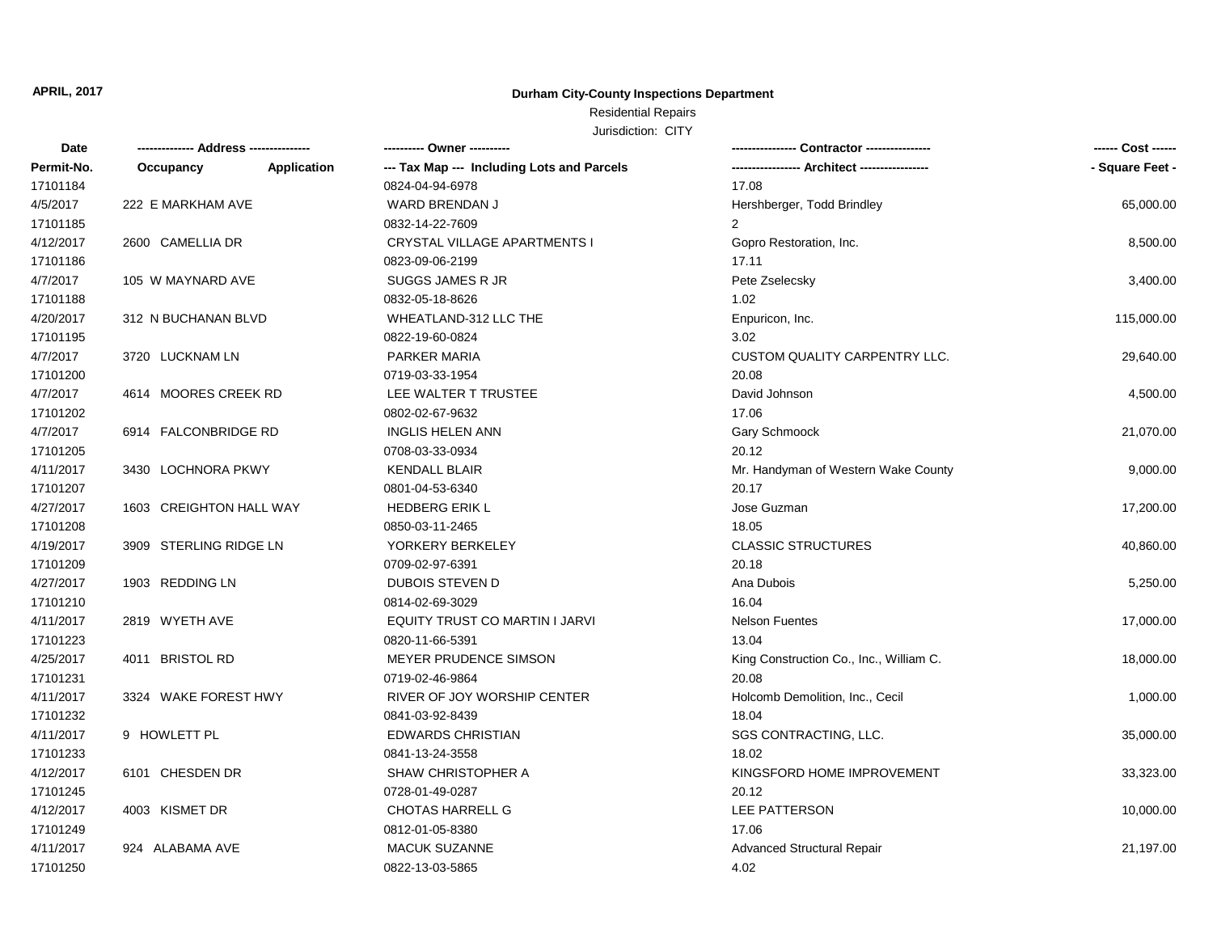**APRIL, 2017**

**Durham City-County Inspections Department**

Residential Repairs

Jurisdiction: CITY

| Date / Permit-No. | Address: Occupancy / Application | Owner / Tax Map --- Including Lots and Parcels | Contractor / Architect | Cost / Square Feet |
|---|---|---|---|---|
| 17101184 | | 0824-04-94-6978 | 17.08 | |
| 4/5/2017 | 222 E MARKHAM AVE | WARD BRENDAN J | Hershberger, Todd Brindley | 65,000.00 |
| 17101185 | | 0832-14-22-7609 | 2 | |
| 4/12/2017 | 2600 CAMELLIA DR | CRYSTAL VILLAGE APARTMENTS I | Gopro Restoration, Inc. | 8,500.00 |
| 17101186 | | 0823-09-06-2199 | 17.11 | |
| 4/7/2017 | 105 W MAYNARD AVE | SUGGS JAMES R JR | Pete Zselecsky | 3,400.00 |
| 17101188 | | 0832-05-18-8626 | 1.02 | |
| 4/20/2017 | 312 N BUCHANAN BLVD | WHEATLAND-312 LLC THE | Enpuricon, Inc. | 115,000.00 |
| 17101195 | | 0822-19-60-0824 | 3.02 | |
| 4/7/2017 | 3720 LUCKNAM LN | PARKER MARIA | CUSTOM QUALITY CARPENTRY LLC. | 29,640.00 |
| 17101200 | | 0719-03-33-1954 | 20.08 | |
| 4/7/2017 | 4614 MOORES CREEK RD | LEE WALTER T TRUSTEE | David Johnson | 4,500.00 |
| 17101202 | | 0802-02-67-9632 | 17.06 | |
| 4/7/2017 | 6914 FALCONBRIDGE RD | INGLIS HELEN ANN | Gary Schmoock | 21,070.00 |
| 17101205 | | 0708-03-33-0934 | 20.12 | |
| 4/11/2017 | 3430 LOCHNORA PKWY | KENDALL BLAIR | Mr. Handyman of Western Wake County | 9,000.00 |
| 17101207 | | 0801-04-53-6340 | 20.17 | |
| 4/27/2017 | 1603 CREIGHTON HALL WAY | HEDBERG ERIK L | Jose Guzman | 17,200.00 |
| 17101208 | | 0850-03-11-2465 | 18.05 | |
| 4/19/2017 | 3909 STERLING RIDGE LN | YORKERY BERKELEY | CLASSIC STRUCTURES | 40,860.00 |
| 17101209 | | 0709-02-97-6391 | 20.18 | |
| 4/27/2017 | 1903 REDDING LN | DUBOIS STEVEN D | Ana Dubois | 5,250.00 |
| 17101210 | | 0814-02-69-3029 | 16.04 | |
| 4/11/2017 | 2819 WYETH AVE | EQUITY TRUST CO MARTIN I JARVI | Nelson Fuentes | 17,000.00 |
| 17101223 | | 0820-11-66-5391 | 13.04 | |
| 4/25/2017 | 4011 BRISTOL RD | MEYER PRUDENCE SIMSON | King Construction Co., Inc., William C. | 18,000.00 |
| 17101231 | | 0719-02-46-9864 | 20.08 | |
| 4/11/2017 | 3324 WAKE FOREST HWY | RIVER OF JOY WORSHIP CENTER | Holcomb Demolition, Inc., Cecil | 1,000.00 |
| 17101232 | | 0841-03-92-8439 | 18.04 | |
| 4/11/2017 | 9 HOWLETT PL | EDWARDS CHRISTIAN | SGS CONTRACTING, LLC. | 35,000.00 |
| 17101233 | | 0841-13-24-3558 | 18.02 | |
| 4/12/2017 | 6101 CHESDEN DR | SHAW CHRISTOPHER A | KINGSFORD HOME IMPROVEMENT | 33,323.00 |
| 17101245 | | 0728-01-49-0287 | 20.12 | |
| 4/12/2017 | 4003 KISMET DR | CHOTAS HARRELL G | LEE PATTERSON | 10,000.00 |
| 17101249 | | 0812-01-05-8380 | 17.06 | |
| 4/11/2017 | 924 ALABAMA AVE | MACUK SUZANNE | Advanced Structural Repair | 21,197.00 |
| 17101250 | | 0822-13-03-5865 | 4.02 | |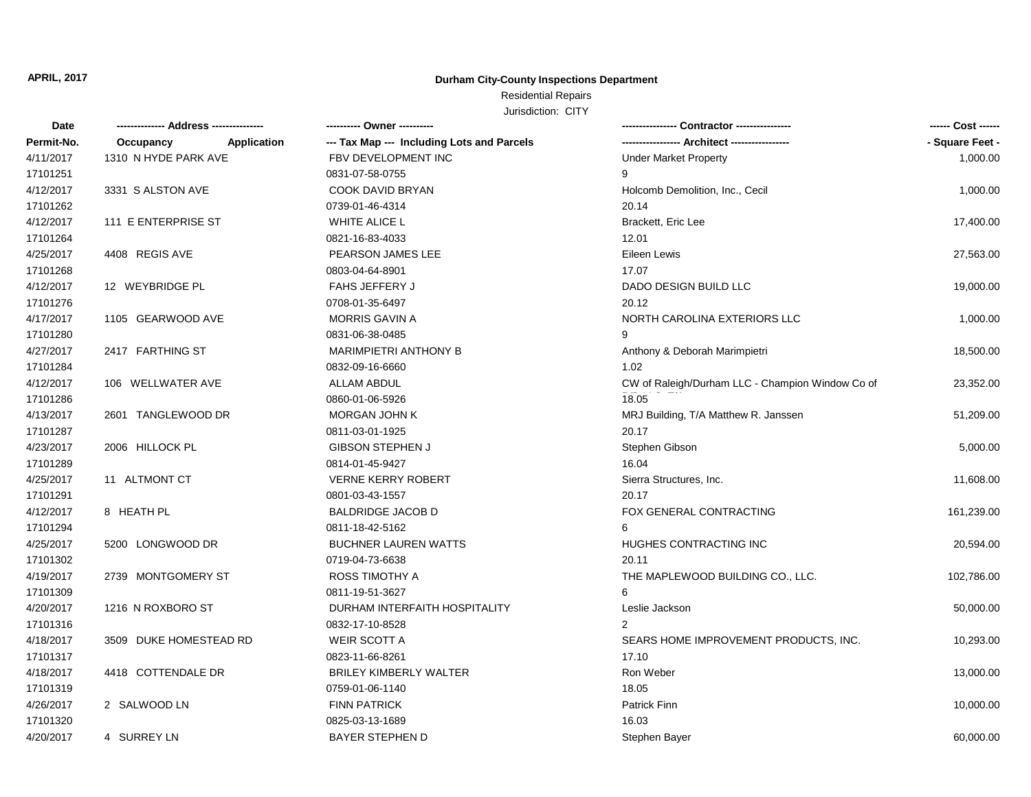**APRIL, 2017**

**Durham City-County Inspections Department**

Residential Repairs

Jurisdiction: CITY

| Date<br>Permit-No. | ------------- Address --------------<br>Occupancy Application | ---------- Owner ----------<br>--- Tax Map --- Including Lots and Parcels | ---------------- Contractor ----------------<br>----------------- Architect ----------------- | ------ Cost ------<br>- Square Feet - |
|---|---|---|---|---|
| 4/11/2017<br>17101251 | 1310 N HYDE PARK AVE | FBV DEVELOPMENT INC<br>0831-07-58-0755 | Under Market Property<br>9 | 1,000.00 |
| 4/12/2017<br>17101262 | 3331 S ALSTON AVE | COOK DAVID BRYAN<br>0739-01-46-4314 | Holcomb Demolition, Inc., Cecil<br>20.14 | 1,000.00 |
| 4/12/2017<br>17101264 | 111 E ENTERPRISE ST | WHITE ALICE L<br>0821-16-83-4033 | Brackett, Eric Lee<br>12.01 | 17,400.00 |
| 4/25/2017<br>17101268 | 4408 REGIS AVE | PEARSON JAMES LEE<br>0803-04-64-8901 | Eileen Lewis<br>17.07 | 27,563.00 |
| 4/12/2017<br>17101276 | 12 WEYBRIDGE PL | FAHS JEFFERY J<br>0708-01-35-6497 | DADO DESIGN BUILD LLC<br>20.12 | 19,000.00 |
| 4/17/2017<br>17101280 | 1105 GEARWOOD AVE | MORRIS GAVIN A<br>0831-06-38-0485 | NORTH CAROLINA EXTERIORS LLC<br>9 | 1,000.00 |
| 4/27/2017<br>17101284 | 2417 FARTHING ST | MARIMPIETRI ANTHONY B<br>0832-09-16-6660 | Anthony & Deborah Marimpietri<br>1.02 | 18,500.00 |
| 4/12/2017<br>17101286 | 106 WELLWATER AVE | ALLAM ABDUL<br>0860-01-06-5926 | CW of Raleigh/Durham LLC - Champion Window Co of<br>18.05 | 23,352.00 |
| 4/13/2017<br>17101287 | 2601 TANGLEWOOD DR | MORGAN JOHN K<br>0811-03-01-1925 | MRJ Building, T/A Matthew R. Janssen<br>20.17 | 51,209.00 |
| 4/23/2017<br>17101289 | 2006 HILLOCK PL | GIBSON STEPHEN J<br>0814-01-45-9427 | Stephen Gibson<br>16.04 | 5,000.00 |
| 4/25/2017<br>17101291 | 11 ALTMONT CT | VERNE KERRY ROBERT<br>0801-03-43-1557 | Sierra Structures, Inc.<br>20.17 | 11,608.00 |
| 4/12/2017<br>17101294 | 8 HEATH PL | BALDRIDGE JACOB D<br>0811-18-42-5162 | FOX GENERAL CONTRACTING<br>6 | 161,239.00 |
| 4/25/2017<br>17101302 | 5200 LONGWOOD DR | BUCHNER LAUREN WATTS<br>0719-04-73-6638 | HUGHES CONTRACTING INC<br>20.11 | 20,594.00 |
| 4/19/2017<br>17101309 | 2739 MONTGOMERY ST | ROSS TIMOTHY A<br>0811-19-51-3627 | THE MAPLEWOOD BUILDING CO., LLC.<br>6 | 102,786.00 |
| 4/20/2017<br>17101316 | 1216 N ROXBORO ST | DURHAM INTERFAITH HOSPITALITY<br>0832-17-10-8528 | Leslie Jackson<br>2 | 50,000.00 |
| 4/18/2017<br>17101317 | 3509 DUKE HOMESTEAD RD | WEIR SCOTT A<br>0823-11-66-8261 | SEARS HOME IMPROVEMENT PRODUCTS, INC.<br>17.10 | 10,293.00 |
| 4/18/2017<br>17101319 | 4418 COTTENDALE DR | BRILEY KIMBERLY WALTER<br>0759-01-06-1140 | Ron Weber<br>18.05 | 13,000.00 |
| 4/26/2017<br>17101320 | 2 SALWOOD LN | FINN PATRICK<br>0825-03-13-1689 | Patrick Finn<br>16.03 | 10,000.00 |
| 4/20/2017 | 4 SURREY LN | BAYER STEPHEN D | Stephen Bayer | 60,000.00 |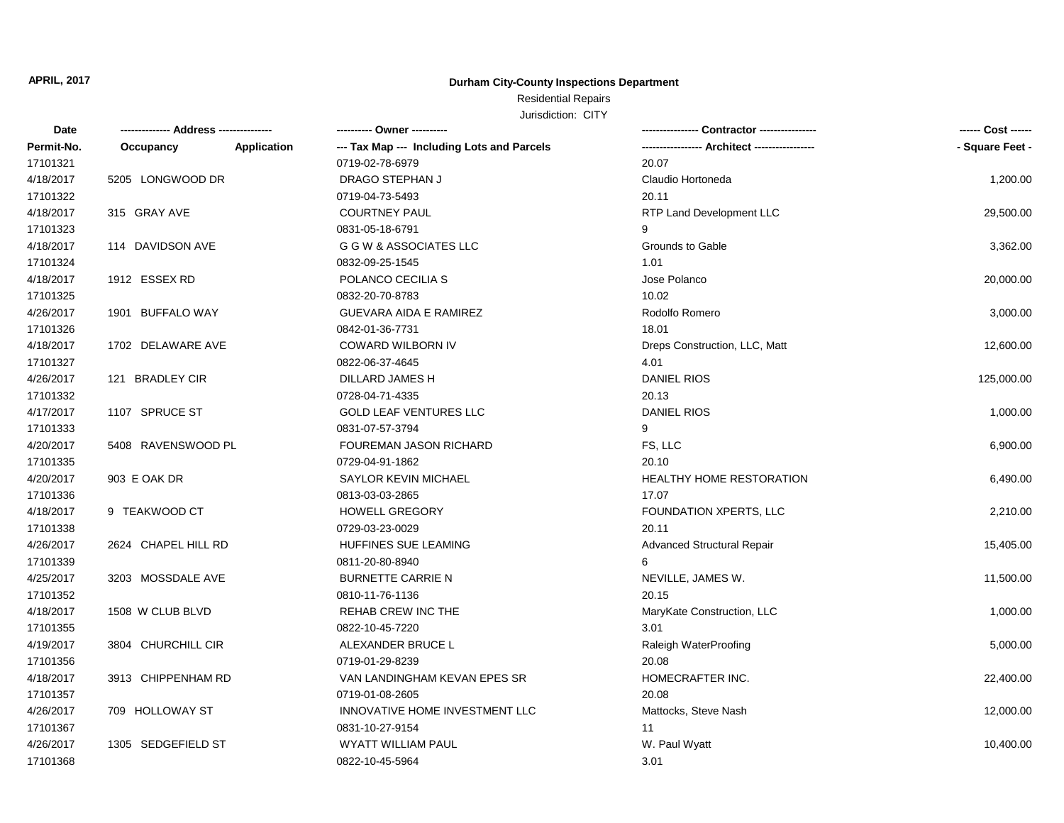**APRIL, 2017**

**Durham City-County Inspections Department**

Residential Repairs

Jurisdiction: CITY

| Date | ------------- Address -------------- | | ---------- Owner ---------- | ---------------- Contractor ---------------- | ------ Cost ------ |
|---|---|---|---|---|---|
| **Permit-No.** | **Occupancy** | **Application** | **--- Tax Map --- Including Lots and Parcels** | **----------------- Architect -----------------** | **- Square Feet -** |
| 17101321 | | | 0719-02-78-6979 | 20.07 | |
| 4/18/2017 | 5205 LONGWOOD DR | | DRAGO STEPHAN J | Claudio Hortoneda | 1,200.00 |
| 17101322 | | | 0719-04-73-5493 | 20.11 | |
| 4/18/2017 | 315 GRAY AVE | | COURTNEY PAUL | RTP Land Development LLC | 29,500.00 |
| 17101323 | | | 0831-05-18-6791 | 9 | |
| 4/18/2017 | 114 DAVIDSON AVE | | G G W & ASSOCIATES LLC | Grounds to Gable | 3,362.00 |
| 17101324 | | | 0832-09-25-1545 | 1.01 | |
| 4/18/2017 | 1912 ESSEX RD | | POLANCO CECILIA S | Jose Polanco | 20,000.00 |
| 17101325 | | | 0832-20-70-8783 | 10.02 | |
| 4/26/2017 | 1901 BUFFALO WAY | | GUEVARA AIDA E RAMIREZ | Rodolfo Romero | 3,000.00 |
| 17101326 | | | 0842-01-36-7731 | 18.01 | |
| 4/18/2017 | 1702 DELAWARE AVE | | COWARD WILBORN IV | Dreps Construction, LLC, Matt | 12,600.00 |
| 17101327 | | | 0822-06-37-4645 | 4.01 | |
| 4/26/2017 | 121 BRADLEY CIR | | DILLARD JAMES H | DANIEL RIOS | 125,000.00 |
| 17101332 | | | 0728-04-71-4335 | 20.13 | |
| 4/17/2017 | 1107 SPRUCE ST | | GOLD LEAF VENTURES LLC | DANIEL RIOS | 1,000.00 |
| 17101333 | | | 0831-07-57-3794 | 9 | |
| 4/20/2017 | 5408 RAVENSWOOD PL | | FOUREMAN JASON RICHARD | FS, LLC | 6,900.00 |
| 17101335 | | | 0729-04-91-1862 | 20.10 | |
| 4/20/2017 | 903 E OAK DR | | SAYLOR KEVIN MICHAEL | HEALTHY HOME RESTORATION | 6,490.00 |
| 17101336 | | | 0813-03-03-2865 | 17.07 | |
| 4/18/2017 | 9 TEAKWOOD CT | | HOWELL GREGORY | FOUNDATION XPERTS, LLC | 2,210.00 |
| 17101338 | | | 0729-03-23-0029 | 20.11 | |
| 4/26/2017 | 2624 CHAPEL HILL RD | | HUFFINES SUE LEAMING | Advanced Structural Repair | 15,405.00 |
| 17101339 | | | 0811-20-80-8940 | 6 | |
| 4/25/2017 | 3203 MOSSDALE AVE | | BURNETTE CARRIE N | NEVILLE, JAMES W. | 11,500.00 |
| 17101352 | | | 0810-11-76-1136 | 20.15 | |
| 4/18/2017 | 1508 W CLUB BLVD | | REHAB CREW INC THE | MaryKate Construction, LLC | 1,000.00 |
| 17101355 | | | 0822-10-45-7220 | 3.01 | |
| 4/19/2017 | 3804 CHURCHILL CIR | | ALEXANDER BRUCE L | Raleigh WaterProofing | 5,000.00 |
| 17101356 | | | 0719-01-29-8239 | 20.08 | |
| 4/18/2017 | 3913 CHIPPENHAM RD | | VAN LANDINGHAM KEVAN EPES SR | HOMECRAFTER INC. | 22,400.00 |
| 17101357 | | | 0719-01-08-2605 | 20.08 | |
| 4/26/2017 | 709 HOLLOWAY ST | | INNOVATIVE HOME INVESTMENT LLC | Mattocks, Steve Nash | 12,000.00 |
| 17101367 | | | 0831-10-27-9154 | 11 | |
| 4/26/2017 | 1305 SEDGEFIELD ST | | WYATT WILLIAM PAUL | W. Paul Wyatt | 10,400.00 |
| 17101368 | | | 0822-10-45-5964 | 3.01 | |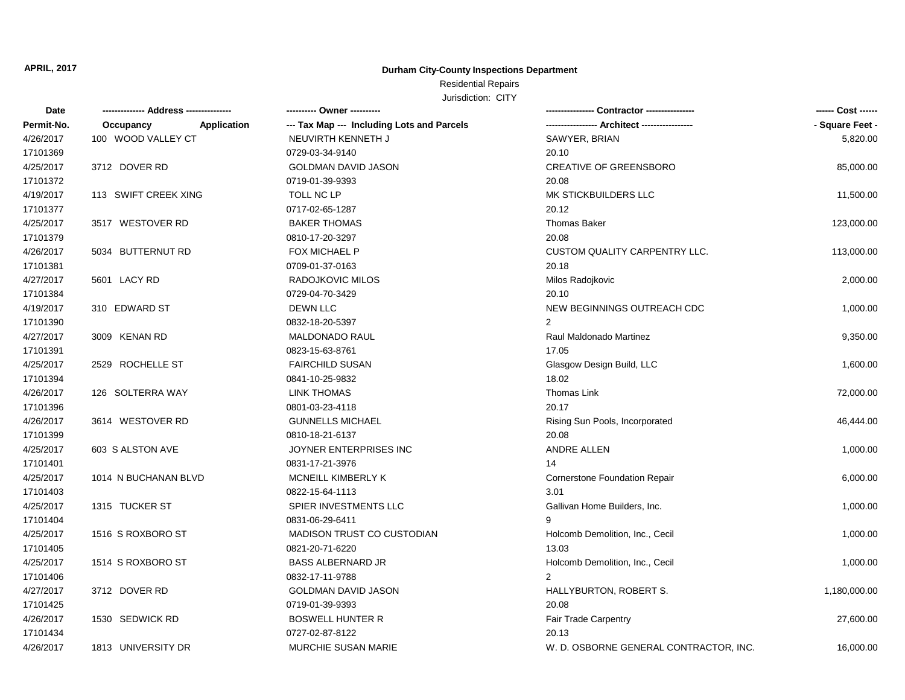**APRIL, 2017**

**Durham City-County Inspections Department**

Residential Repairs

Jurisdiction: CITY

| Date<br>Permit-No. | ------------- Address --------------<br>Occupancy Application | ---------- Owner ----------<br>--- Tax Map --- Including Lots and Parcels | ---------------- Contractor ----------------<br>----------------- Architect ----------------- | ------ Cost ------<br>- Square Feet - |
|---|---|---|---|---|
| 4/26/2017<br>17101369 | 100 WOOD VALLEY CT | NEUVIRTH KENNETH J<br>0729-03-34-9140 | SAWYER, BRIAN<br>20.10 | 5,820.00 |
| 4/25/2017<br>17101372 | 3712 DOVER RD | GOLDMAN DAVID JASON<br>0719-01-39-9393 | CREATIVE OF GREENSBORO<br>20.08 | 85,000.00 |
| 4/19/2017<br>17101377 | 113 SWIFT CREEK XING | TOLL NC LP<br>0717-02-65-1287 | MK STICKBUILDERS LLC<br>20.12 | 11,500.00 |
| 4/25/2017<br>17101379 | 3517 WESTOVER RD | BAKER THOMAS<br>0810-17-20-3297 | Thomas Baker<br>20.08 | 123,000.00 |
| 4/26/2017<br>17101381 | 5034 BUTTERNUT RD | FOX MICHAEL P<br>0709-01-37-0163 | CUSTOM QUALITY CARPENTRY LLC.<br>20.18 | 113,000.00 |
| 4/27/2017<br>17101384 | 5601 LACY RD | RADOJKOVIC MILOS<br>0729-04-70-3429 | Milos Radojkovic<br>20.10 | 2,000.00 |
| 4/19/2017<br>17101390 | 310 EDWARD ST | DEWN LLC<br>0832-18-20-5397 | NEW BEGINNINGS OUTREACH CDC<br>2 | 1,000.00 |
| 4/27/2017<br>17101391 | 3009 KENAN RD | MALDONADO RAUL<br>0823-15-63-8761 | Raul Maldonado Martinez<br>17.05 | 9,350.00 |
| 4/25/2017<br>17101394 | 2529 ROCHELLE ST | FAIRCHILD SUSAN<br>0841-10-25-9832 | Glasgow Design Build, LLC<br>18.02 | 1,600.00 |
| 4/26/2017<br>17101396 | 126 SOLTERRA WAY | LINK THOMAS<br>0801-03-23-4118 | Thomas Link<br>20.17 | 72,000.00 |
| 4/26/2017<br>17101399 | 3614 WESTOVER RD | GUNNELLS MICHAEL<br>0810-18-21-6137 | Rising Sun Pools, Incorporated<br>20.08 | 46,444.00 |
| 4/25/2017<br>17101401 | 603 S ALSTON AVE | JOYNER ENTERPRISES INC<br>0831-17-21-3976 | ANDRE ALLEN<br>14 | 1,000.00 |
| 4/25/2017<br>17101403 | 1014 N BUCHANAN BLVD | MCNEILL KIMBERLY K<br>0822-15-64-1113 | Cornerstone Foundation Repair<br>3.01 | 6,000.00 |
| 4/25/2017<br>17101404 | 1315 TUCKER ST | SPIER INVESTMENTS LLC<br>0831-06-29-6411 | Gallivan Home Builders, Inc.<br>9 | 1,000.00 |
| 4/25/2017<br>17101405 | 1516 S ROXBORO ST | MADISON TRUST CO CUSTODIAN<br>0821-20-71-6220 | Holcomb Demolition, Inc., Cecil<br>13.03 | 1,000.00 |
| 4/25/2017<br>17101406 | 1514 S ROXBORO ST | BASS ALBERNARD JR<br>0832-17-11-9788 | Holcomb Demolition, Inc., Cecil<br>2 | 1,000.00 |
| 4/27/2017<br>17101425 | 3712 DOVER RD | GOLDMAN DAVID JASON<br>0719-01-39-9393 | HALLYBURTON, ROBERT S.<br>20.08 | 1,180,000.00 |
| 4/26/2017<br>17101434 | 1530 SEDWICK RD | BOSWELL HUNTER R<br>0727-02-87-8122 | Fair Trade Carpentry<br>20.13 | 27,600.00 |
| 4/26/2017 | 1813 UNIVERSITY DR | MURCHIE SUSAN MARIE | W. D. OSBORNE GENERAL CONTRACTOR, INC. | 16,000.00 |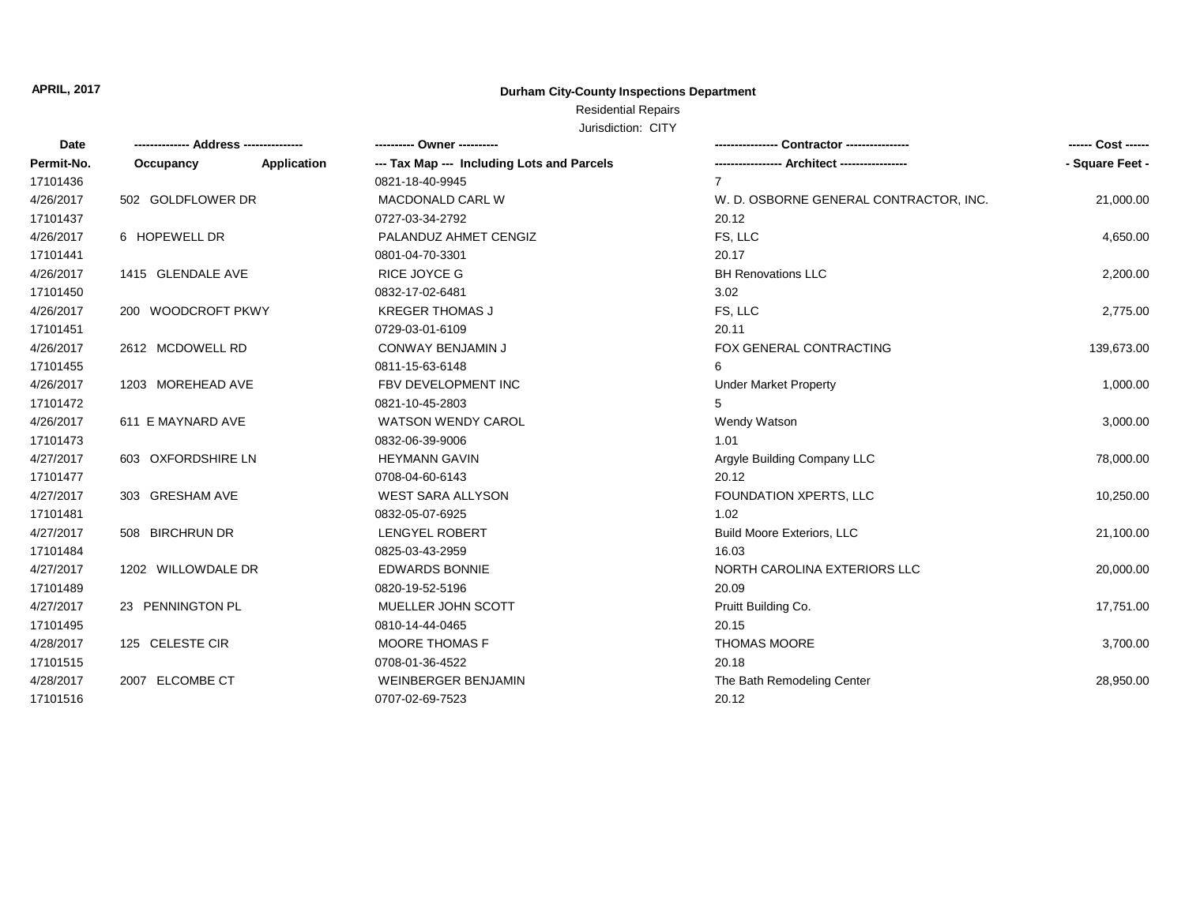APRIL, 2017

**Durham City-County Inspections Department**

Residential Repairs

Jurisdiction: CITY

| Date<br>Permit-No. | ------------- Address --------------<br>Occupancy Application | ---------- Owner ----------<br>--- Tax Map --- Including Lots and Parcels | ---------------- Contractor ----------------<br>----------------- Architect ----------------- | ------ Cost ------<br>- Square Feet - |
|---|---|---|---|---|
| 17101436 | | 0821-18-40-9945 | 7 | |
| 4/26/2017 | 502 GOLDFLOWER DR | MACDONALD CARL W | W. D. OSBORNE GENERAL CONTRACTOR, INC. | 21,000.00 |
| 17101437 | | 0727-03-34-2792 | 20.12 | |
| 4/26/2017 | 6 HOPEWELL DR | PALANDUZ AHMET CENGIZ | FS, LLC | 4,650.00 |
| 17101441 | | 0801-04-70-3301 | 20.17 | |
| 4/26/2017 | 1415 GLENDALE AVE | RICE JOYCE G | BH Renovations LLC | 2,200.00 |
| 17101450 | | 0832-17-02-6481 | 3.02 | |
| 4/26/2017 | 200 WOODCROFT PKWY | KREGER THOMAS J | FS, LLC | 2,775.00 |
| 17101451 | | 0729-03-01-6109 | 20.11 | |
| 4/26/2017 | 2612 MCDOWELL RD | CONWAY BENJAMIN J | FOX GENERAL CONTRACTING | 139,673.00 |
| 17101455 | | 0811-15-63-6148 | 6 | |
| 4/26/2017 | 1203 MOREHEAD AVE | FBV DEVELOPMENT INC | Under Market Property | 1,000.00 |
| 17101472 | | 0821-10-45-2803 | 5 | |
| 4/26/2017 | 611 E MAYNARD AVE | WATSON WENDY CAROL | Wendy Watson | 3,000.00 |
| 17101473 | | 0832-06-39-9006 | 1.01 | |
| 4/27/2017 | 603 OXFORDSHIRE LN | HEYMANN GAVIN | Argyle Building Company LLC | 78,000.00 |
| 17101477 | | 0708-04-60-6143 | 20.12 | |
| 4/27/2017 | 303 GRESHAM AVE | WEST SARA ALLYSON | FOUNDATION XPERTS, LLC | 10,250.00 |
| 17101481 | | 0832-05-07-6925 | 1.02 | |
| 4/27/2017 | 508 BIRCHRUN DR | LENGYEL ROBERT | Build Moore Exteriors, LLC | 21,100.00 |
| 17101484 | | 0825-03-43-2959 | 16.03 | |
| 4/27/2017 | 1202 WILLOWDALE DR | EDWARDS BONNIE | NORTH CAROLINA EXTERIORS LLC | 20,000.00 |
| 17101489 | | 0820-19-52-5196 | 20.09 | |
| 4/27/2017 | 23 PENNINGTON PL | MUELLER JOHN SCOTT | Pruitt Building Co. | 17,751.00 |
| 17101495 | | 0810-14-44-0465 | 20.15 | |
| 4/28/2017 | 125 CELESTE CIR | MOORE THOMAS F | THOMAS MOORE | 3,700.00 |
| 17101515 | | 0708-01-36-4522 | 20.18 | |
| 4/28/2017 | 2007 ELCOMBE CT | WEINBERGER BENJAMIN | The Bath Remodeling Center | 28,950.00 |
| 17101516 | | 0707-02-69-7523 | 20.12 | |